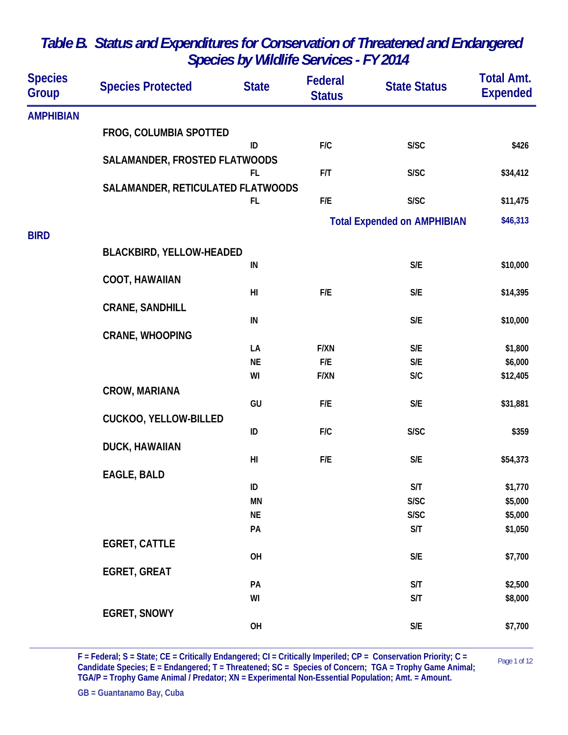# Table B. Status and Expenditures for Conservation of Threatened and Endangered Species by Wildlife Services - FY 2014

| Species Group | Species Protected | State | Federal Status | State Status | Total Amt. Expended |
|---|---|---|---|---|---|
| **AMPHIBIAN** | | | | | |
| | FROG, COLUMBIA SPOTTED | | | | |
| | | ID | F/C | S/SC | $426 |
| | SALAMANDER, FROSTED FLATWOODS | | | | |
| | | FL | F/T | S/SC | $34,412 |
| | SALAMANDER, RETICULATED FLATWOODS | | | | |
| | | FL | F/E | S/SC | $11,475 |
| | | | | **Total Expended on AMPHIBIAN** | **$46,313** |
| **BIRD** | | | | | |
| | BLACKBIRD, YELLOW-HEADED | | | | |
| | | IN | | S/E | $10,000 |
| | COOT, HAWAIIAN | | | | |
| | | HI | F/E | S/E | $14,395 |
| | CRANE, SANDHILL | | | | |
| | | IN | | S/E | $10,000 |
| | CRANE, WHOOPING | | | | |
| | | LA | F/XN | S/E | $1,800 |
| | | NE | F/E | S/E | $6,000 |
| | | WI | F/XN | S/C | $12,405 |
| | CROW, MARIANA | | | | |
| | | GU | F/E | S/E | $31,881 |
| | CUCKOO, YELLOW-BILLED | | | | |
| | | ID | F/C | S/SC | $359 |
| | DUCK, HAWAIIAN | | | | |
| | | HI | F/E | S/E | $54,373 |
| | EAGLE, BALD | | | | |
| | | ID | | S/T | $1,770 |
| | | MN | | S/SC | $5,000 |
| | | NE | | S/SC | $5,000 |
| | | PA | | S/T | $1,050 |
| | EGRET, CATTLE | | | | |
| | | OH | | S/E | $7,700 |
| | EGRET, GREAT | | | | |
| | | PA | | S/T | $2,500 |
| | | WI | | S/T | $8,000 |
| | EGRET, SNOWY | | | | |
| | | OH | | S/E | $7,700 |

F = Federal; S = State; CE = Critically Endangered; CI = Critically Imperiled; CP = Conservation Priority; C = Candidate Species; E = Endangered; T = Threatened; SC = Species of Concern; TGA = Trophy Game Animal; TGA/P = Trophy Game Animal / Predator; XN = Experimental Non-Essential Population; Amt. = Amount.

GB = Guantanamo Bay, Cuba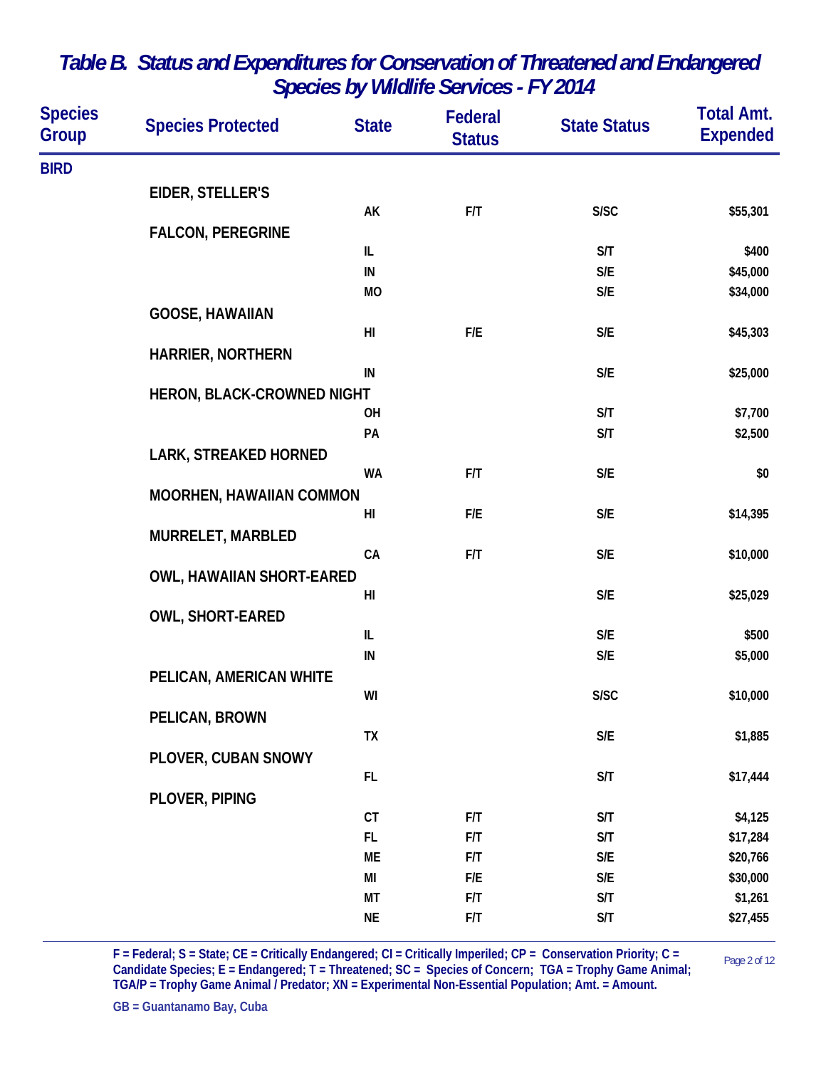## Table B. Status and Expenditures for Conservation of Threatened and Endangered Species by Wildlife Services - FY 2014

| Species Group | Species Protected | State | Federal Status | State Status | Total Amt. Expended |
|---|---|---|---|---|---|
| BIRD | | | | | |
| | EIDER, STELLER'S | | | | |
| | | AK | F/T | S/SC | $55,301 |
| | FALCON, PEREGRINE | | | | |
| | | IL | | S/T | $400 |
| | | IN | | S/E | $45,000 |
| | | MO | | S/E | $34,000 |
| | GOOSE, HAWAIIAN | | | | |
| | | HI | F/E | S/E | $45,303 |
| | HARRIER, NORTHERN | | | | |
| | | IN | | S/E | $25,000 |
| | HERON, BLACK-CROWNED NIGHT | | | | |
| | | OH | | S/T | $7,700 |
| | | PA | | S/T | $2,500 |
| | LARK, STREAKED HORNED | | | | |
| | | WA | F/T | S/E | $0 |
| | MOORHEN, HAWAIIAN COMMON | | | | |
| | | HI | F/E | S/E | $14,395 |
| | MURRELET, MARBLED | | | | |
| | | CA | F/T | S/E | $10,000 |
| | OWL, HAWAIIAN SHORT-EARED | | | | |
| | | HI | | S/E | $25,029 |
| | OWL, SHORT-EARED | | | | |
| | | IL | | S/E | $500 |
| | | IN | | S/E | $5,000 |
| | PELICAN, AMERICAN WHITE | | | | |
| | | WI | | S/SC | $10,000 |
| | PELICAN, BROWN | | | | |
| | | TX | | S/E | $1,885 |
| | PLOVER, CUBAN SNOWY | | | | |
| | | FL | | S/T | $17,444 |
| | PLOVER, PIPING | | | | |
| | | CT | F/T | S/T | $4,125 |
| | | FL | F/T | S/T | $17,284 |
| | | ME | F/T | S/E | $20,766 |
| | | MI | F/E | S/E | $30,000 |
| | | MT | F/T | S/T | $1,261 |
| | | NE | F/T | S/T | $27,455 |

**F = Federal; S = State; CE = Critically Endangered; CI = Critically Imperiled; CP = Conservation Priority; C = Candidate Species; E = Endangered; T = Threatened; SC = Species of Concern; TGA = Trophy Game Animal; TGA/P = Trophy Game Animal / Predator; XN = Experimental Non-Essential Population; Amt. = Amount.**

**GB = Guantanamo Bay, Cuba**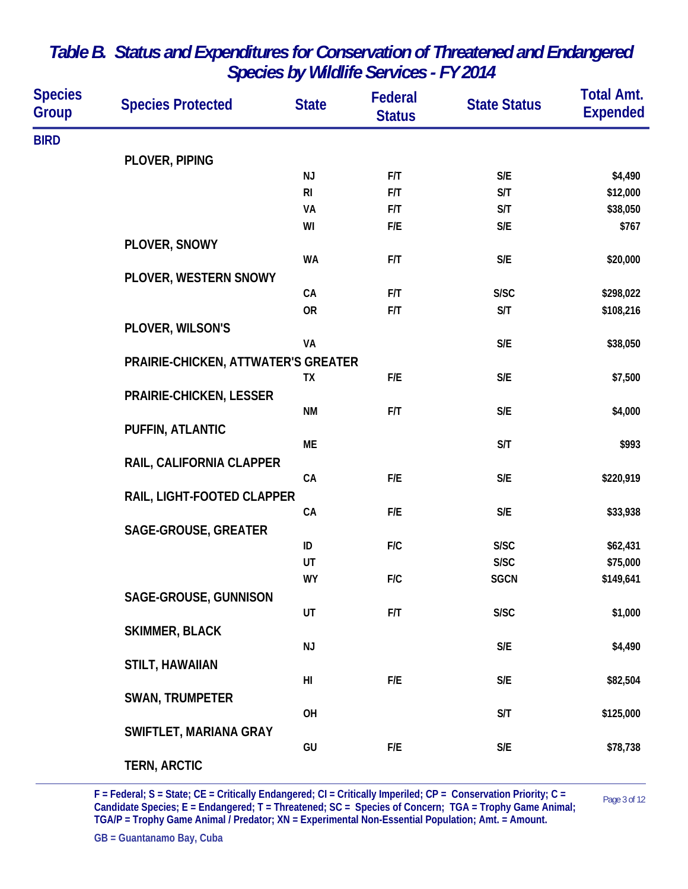## Table B. Status and Expenditures for Conservation of Threatened and Endangered Species by Wildlife Services - FY 2014

| Species Group | Species Protected | State | Federal Status | State Status | Total Amt. Expended |
|---|---|---|---|---|---|
| **BIRD** | | | | | |
| | PLOVER, PIPING | | | | |
| | | NJ | F/T | S/E | $4,490 |
| | | RI | F/T | S/T | $12,000 |
| | | VA | F/T | S/T | $38,050 |
| | | WI | F/E | S/E | $767 |
| | PLOVER, SNOWY | | | | |
| | | WA | F/T | S/E | $20,000 |
| | PLOVER, WESTERN SNOWY | | | | |
| | | CA | F/T | S/SC | $298,022 |
| | | OR | F/T | S/T | $108,216 |
| | PLOVER, WILSON'S | | | | |
| | | VA | | S/E | $38,050 |
| | PRAIRIE-CHICKEN, ATTWATER'S GREATER | | | | |
| | | TX | F/E | S/E | $7,500 |
| | PRAIRIE-CHICKEN, LESSER | | | | |
| | | NM | F/T | S/E | $4,000 |
| | PUFFIN, ATLANTIC | | | | |
| | | ME | | S/T | $993 |
| | RAIL, CALIFORNIA CLAPPER | | | | |
| | | CA | F/E | S/E | $220,919 |
| | RAIL, LIGHT-FOOTED CLAPPER | | | | |
| | | CA | F/E | S/E | $33,938 |
| | SAGE-GROUSE, GREATER | | | | |
| | | ID | F/C | S/SC | $62,431 |
| | | UT | | S/SC | $75,000 |
| | | WY | F/C | SGCN | $149,641 |
| | SAGE-GROUSE, GUNNISON | | | | |
| | | UT | F/T | S/SC | $1,000 |
| | SKIMMER, BLACK | | | | |
| | | NJ | | S/E | $4,490 |
| | STILT, HAWAIIAN | | | | |
| | | HI | F/E | S/E | $82,504 |
| | SWAN, TRUMPETER | | | | |
| | | OH | | S/T | $125,000 |
| | SWIFTLET, MARIANA GRAY | | | | |
| | | GU | F/E | S/E | $78,738 |
| | TERN, ARCTIC | | | | |

F = Federal; S = State; CE = Critically Endangered; CI = Critically Imperiled; CP = Conservation Priority; C = Candidate Species; E = Endangered; T = Threatened; SC = Species of Concern; TGA = Trophy Game Animal; TGA/P = Trophy Game Animal / Predator; XN = Experimental Non-Essential Population; Amt. = Amount.

GB = Guantanamo Bay, Cuba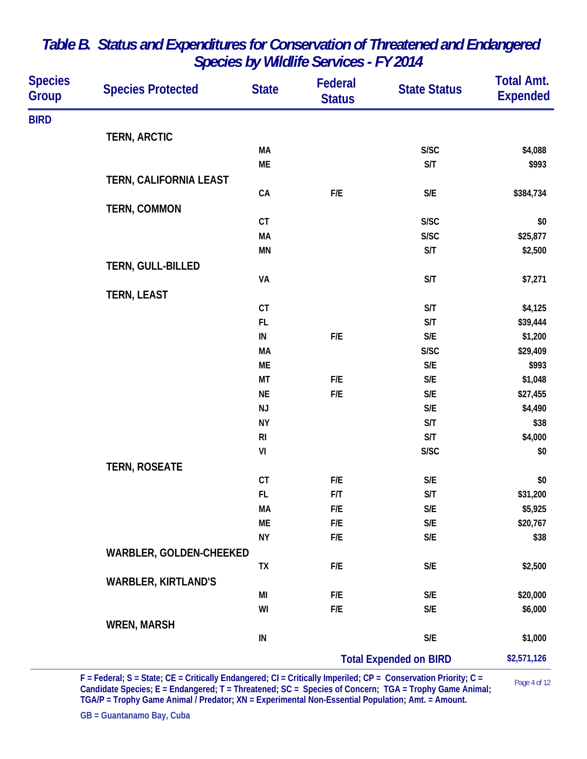# Table B. Status and Expenditures for Conservation of Threatened and Endangered Species by Wildlife Services - FY 2014

| Species Group | Species Protected | State | Federal Status | State Status | Total Amt. Expended |
|---|---|---|---|---|---|
| **BIRD** | | | | | |
| | TERN, ARCTIC | | | | |
| | | MA | | S/SC | $4,088 |
| | | ME | | S/T | $993 |
| | TERN, CALIFORNIA LEAST | | | | |
| | | CA | F/E | S/E | $384,734 |
| | TERN, COMMON | | | | |
| | | CT | | S/SC | $0 |
| | | MA | | S/SC | $25,877 |
| | | MN | | S/T | $2,500 |
| | TERN, GULL-BILLED | | | | |
| | | VA | | S/T | $7,271 |
| | TERN, LEAST | | | | |
| | | CT | | S/T | $4,125 |
| | | FL | | S/T | $39,444 |
| | | IN | F/E | S/E | $1,200 |
| | | MA | | S/SC | $29,409 |
| | | ME | | S/E | $993 |
| | | MT | F/E | S/E | $1,048 |
| | | NE | F/E | S/E | $27,455 |
| | | NJ | | S/E | $4,490 |
| | | NY | | S/T | $38 |
| | | RI | | S/T | $4,000 |
| | | VI | | S/SC | $0 |
| | TERN, ROSEATE | | | | |
| | | CT | F/E | S/E | $0 |
| | | FL | F/T | S/T | $31,200 |
| | | MA | F/E | S/E | $5,925 |
| | | ME | F/E | S/E | $20,767 |
| | | NY | F/E | S/E | $38 |
| | WARBLER, GOLDEN-CHEEKED | | | | |
| | | TX | F/E | S/E | $2,500 |
| | WARBLER, KIRTLAND'S | | | | |
| | | MI | F/E | S/E | $20,000 |
| | | WI | F/E | S/E | $6,000 |
| | WREN, MARSH | | | | |
| | | IN | | S/E | $1,000 |
| | | | | **Total Expended on BIRD** | **$2,571,126** |

F = Federal; S = State; CE = Critically Endangered; CI = Critically Imperiled; CP = Conservation Priority; C = Candidate Species; E = Endangered; T = Threatened; SC = Species of Concern; TGA = Trophy Game Animal; TGA/P = Trophy Game Animal / Predator; XN = Experimental Non-Essential Population; Amt. = Amount.

GB = Guantanamo Bay, Cuba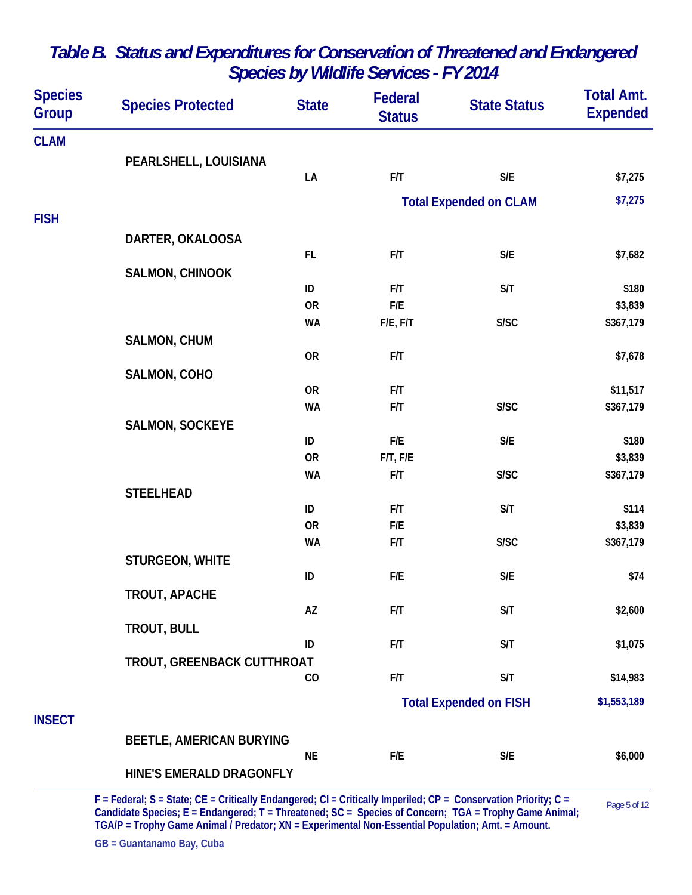## *Table B. Status and Expenditures for Conservation of Threatened and Endangered Species by Wildlife Services - FY 2014*

| Species Group | Species Protected | State | Federal Status | State Status | Total Amt. Expended |
|---|---|---|---|---|---|
| **CLAM** | | | | | |
| | PEARLSHELL, LOUISIANA | | | | |
| | | LA | F/T | S/E | $7,275 |
| | | | | **Total Expended on CLAM** | $7,275 |
| **FISH** | | | | | |
| | DARTER, OKALOOSA | | | | |
| | | FL | F/T | S/E | $7,682 |
| | SALMON, CHINOOK | | | | |
| | | ID | F/T | S/T | $180 |
| | | OR | F/E | | $3,839 |
| | | WA | F/E, F/T | S/SC | $367,179 |
| | SALMON, CHUM | | | | |
| | | OR | F/T | | $7,678 |
| | SALMON, COHO | | | | |
| | | OR | F/T | | $11,517 |
| | | WA | F/T | S/SC | $367,179 |
| | SALMON, SOCKEYE | | | | |
| | | ID | F/E | S/E | $180 |
| | | OR | F/T, F/E | | $3,839 |
| | | WA | F/T | S/SC | $367,179 |
| | STEELHEAD | | | | |
| | | ID | F/T | S/T | $114 |
| | | OR | F/E | | $3,839 |
| | | WA | F/T | S/SC | $367,179 |
| | STURGEON, WHITE | | | | |
| | | ID | F/E | S/E | $74 |
| | TROUT, APACHE | | | | |
| | | AZ | F/T | S/T | $2,600 |
| | TROUT, BULL | | | | |
| | | ID | F/T | S/T | $1,075 |
| | TROUT, GREENBACK CUTTHROAT | | | | |
| | | CO | F/T | S/T | $14,983 |
| | | | | **Total Expended on FISH** | $1,553,189 |
| **INSECT** | | | | | |
| | BEETLE, AMERICAN BURYING | | | | |
| | | NE | F/E | S/E | $6,000 |
| | HINE'S EMERALD DRAGONFLY | | | | |

F = Federal; S = State; CE = Critically Endangered; CI = Critically Imperiled; CP = Conservation Priority; C = Candidate Species; E = Endangered; T = Threatened; SC = Species of Concern; TGA = Trophy Game Animal; TGA/P = Trophy Game Animal / Predator; XN = Experimental Non-Essential Population; Amt. = Amount.

GB = Guantanamo Bay, Cuba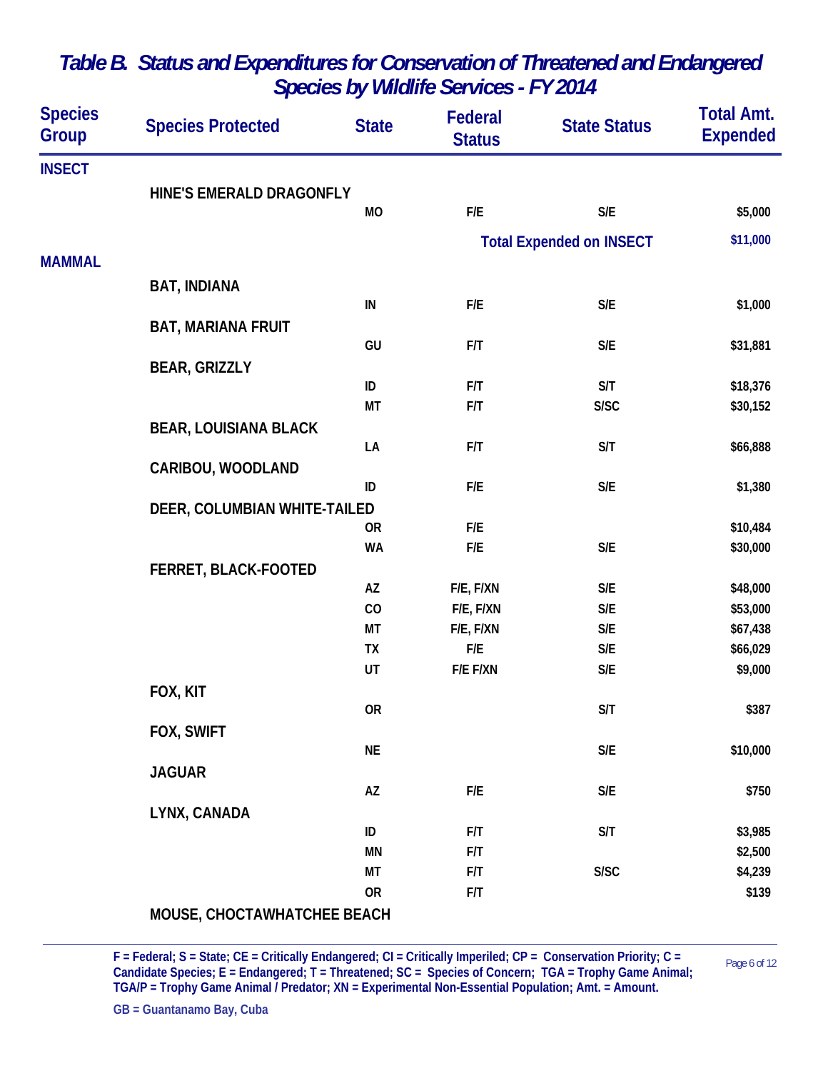## *Table B. Status and Expenditures for Conservation of Threatened and Endangered Species by Wildlife Services - FY 2014*

| Species Group | Species Protected | State | Federal Status | State Status | Total Amt. Expended |
|---|---|---|---|---|---|
| **INSECT** | | | | | |
| | **HINE'S EMERALD DRAGONFLY** | | | | |
| | | MO | F/E | S/E | $5,000 |
| | | | | **Total Expended on INSECT** | $11,000 |
| **MAMMAL** | | | | | |
| | **BAT, INDIANA** | | | | |
| | | IN | F/E | S/E | $1,000 |
| | **BAT, MARIANA FRUIT** | | | | |
| | | GU | F/T | S/E | $31,881 |
| | **BEAR, GRIZZLY** | | | | |
| | | ID | F/T | S/T | $18,376 |
| | | MT | F/T | S/SC | $30,152 |
| | **BEAR, LOUISIANA BLACK** | | | | |
| | | LA | F/T | S/T | $66,888 |
| | **CARIBOU, WOODLAND** | | | | |
| | | ID | F/E | S/E | $1,380 |
| | **DEER, COLUMBIAN WHITE-TAILED** | | | | |
| | | OR | F/E | | $10,484 |
| | | WA | F/E | S/E | $30,000 |
| | **FERRET, BLACK-FOOTED** | | | | |
| | | AZ | F/E, F/XN | S/E | $48,000 |
| | | CO | F/E, F/XN | S/E | $53,000 |
| | | MT | F/E, F/XN | S/E | $67,438 |
| | | TX | F/E | S/E | $66,029 |
| | | UT | F/E F/XN | S/E | $9,000 |
| | **FOX, KIT** | | | | |
| | | OR | | S/T | $387 |
| | **FOX, SWIFT** | | | | |
| | | NE | | S/E | $10,000 |
| | **JAGUAR** | | | | |
| | | AZ | F/E | S/E | $750 |
| | **LYNX, CANADA** | | | | |
| | | ID | F/T | S/T | $3,985 |
| | | MN | F/T | | $2,500 |
| | | MT | F/T | S/SC | $4,239 |
| | | OR | F/T | | $139 |
| | **MOUSE, CHOCTAWHATCHEE BEACH** | | | | |

F = Federal; S = State; CE = Critically Endangered; CI = Critically Imperiled; CP = Conservation Priority; C = Candidate Species; E = Endangered; T = Threatened; SC = Species of Concern; TGA = Trophy Game Animal; TGA/P = Trophy Game Animal / Predator; XN = Experimental Non-Essential Population; Amt. = Amount.

GB = Guantanamo Bay, Cuba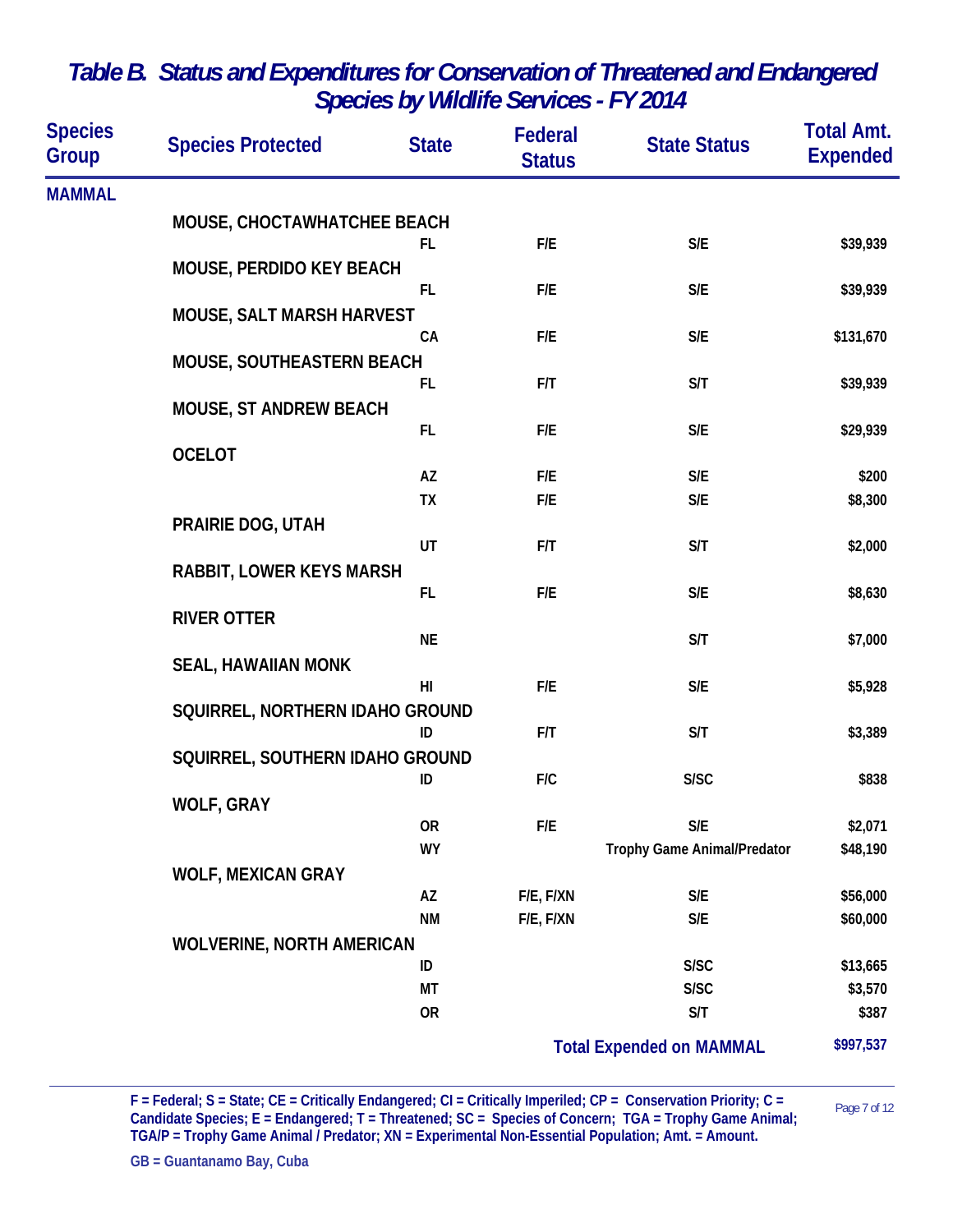## *Table B. Status and Expenditures for Conservation of Threatened and Endangered Species by Wildlife Services - FY 2014*

| Species Group | Species Protected | State | Federal Status | State Status | Total Amt. Expended |
|---|---|---|---|---|---|
| **MAMMAL** | | | | | |
| | **MOUSE, CHOCTAWHATCHEE BEACH** | | | | |
| | | FL | F/E | S/E | $39,939 |
| | **MOUSE, PERDIDO KEY BEACH** | | | | |
| | | FL | F/E | S/E | $39,939 |
| | **MOUSE, SALT MARSH HARVEST** | | | | |
| | | CA | F/E | S/E | $131,670 |
| | **MOUSE, SOUTHEASTERN BEACH** | | | | |
| | | FL | F/T | S/T | $39,939 |
| | **MOUSE, ST ANDREW BEACH** | | | | |
| | | FL | F/E | S/E | $29,939 |
| | **OCELOT** | | | | |
| | | AZ | F/E | S/E | $200 |
| | | TX | F/E | S/E | $8,300 |
| | **PRAIRIE DOG, UTAH** | | | | |
| | | UT | F/T | S/T | $2,000 |
| | **RABBIT, LOWER KEYS MARSH** | | | | |
| | | FL | F/E | S/E | $8,630 |
| | **RIVER OTTER** | | | | |
| | | NE | | S/T | $7,000 |
| | **SEAL, HAWAIIAN MONK** | | | | |
| | | HI | F/E | S/E | $5,928 |
| | **SQUIRREL, NORTHERN IDAHO GROUND** | | | | |
| | | ID | F/T | S/T | $3,389 |
| | **SQUIRREL, SOUTHERN IDAHO GROUND** | | | | |
| | | ID | F/C | S/SC | $838 |
| | **WOLF, GRAY** | | | | |
| | | OR | F/E | S/E | $2,071 |
| | | WY | | Trophy Game Animal/Predator | $48,190 |
| | **WOLF, MEXICAN GRAY** | | | | |
| | | AZ | F/E, F/XN | S/E | $56,000 |
| | | NM | F/E, F/XN | S/E | $60,000 |
| | **WOLVERINE, NORTH AMERICAN** | | | | |
| | | ID | | S/SC | $13,665 |
| | | MT | | S/SC | $3,570 |
| | | OR | | S/T | $387 |
| | | | | **Total Expended on MAMMAL** | **$997,537** |

F = Federal; S = State; CE = Critically Endangered; CI = Critically Imperiled; CP = Conservation Priority; C = Candidate Species; E = Endangered; T = Threatened; SC = Species of Concern; TGA = Trophy Game Animal; TGA/P = Trophy Game Animal / Predator; XN = Experimental Non-Essential Population; Amt. = Amount.

GB = Guantanamo Bay, Cuba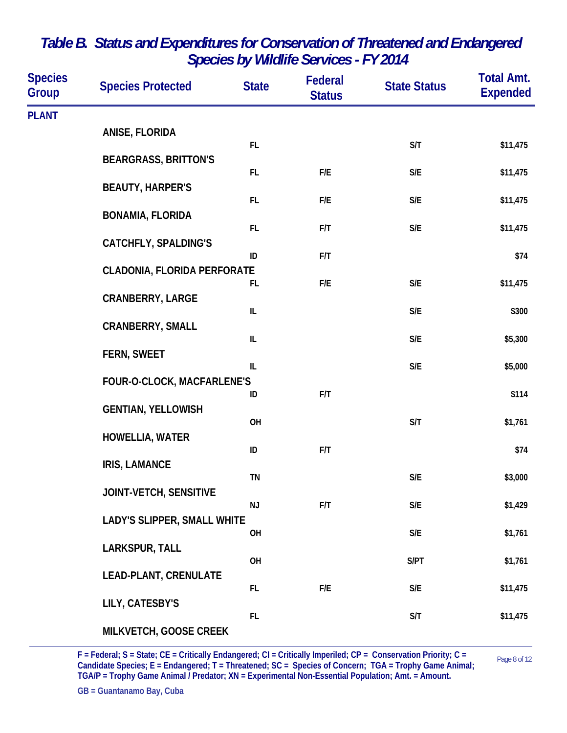## *Table B. Status and Expenditures for Conservation of Threatened and Endangered Species by Wildlife Services - FY 2014*

| Species Group | Species Protected | State | Federal Status | State Status | Total Amt. Expended |
|---|---|---|---|---|---|
| **PLANT** | | | | | |
| | ANISE, FLORIDA | FL | | S/T | $11,475 |
| | BEARGRASS, BRITTON'S | FL | F/E | S/E | $11,475 |
| | BEAUTY, HARPER'S | FL | F/E | S/E | $11,475 |
| | BONAMIA, FLORIDA | FL | F/T | S/E | $11,475 |
| | CATCHFLY, SPALDING'S | ID | F/T | | $74 |
| | CLADONIA, FLORIDA PERFORATE | FL | F/E | S/E | $11,475 |
| | CRANBERRY, LARGE | IL | | S/E | $300 |
| | CRANBERRY, SMALL | IL | | S/E | $5,300 |
| | FERN, SWEET | IL | | S/E | $5,000 |
| | FOUR-O-CLOCK, MACFARLENE'S | ID | F/T | | $114 |
| | GENTIAN, YELLOWISH | OH | | S/T | $1,761 |
| | HOWELLIA, WATER | ID | F/T | | $74 |
| | IRIS, LAMANCE | TN | | S/E | $3,000 |
| | JOINT-VETCH, SENSITIVE | NJ | F/T | S/E | $1,429 |
| | LADY'S SLIPPER, SMALL WHITE | OH | | S/E | $1,761 |
| | LARKSPUR, TALL | OH | | S/PT | $1,761 |
| | LEAD-PLANT, CRENULATE | FL | F/E | S/E | $11,475 |
| | LILY, CATESBY'S | FL | | S/T | $11,475 |
| | MILKVETCH, GOOSE CREEK | | | | |

F = Federal; S = State; CE = Critically Endangered; CI = Critically Imperiled; CP = Conservation Priority; C = Candidate Species; E = Endangered; T = Threatened; SC = Species of Concern; TGA = Trophy Game Animal; TGA/P = Trophy Game Animal / Predator; XN = Experimental Non-Essential Population; Amt. = Amount.

GB = Guantanamo Bay, Cuba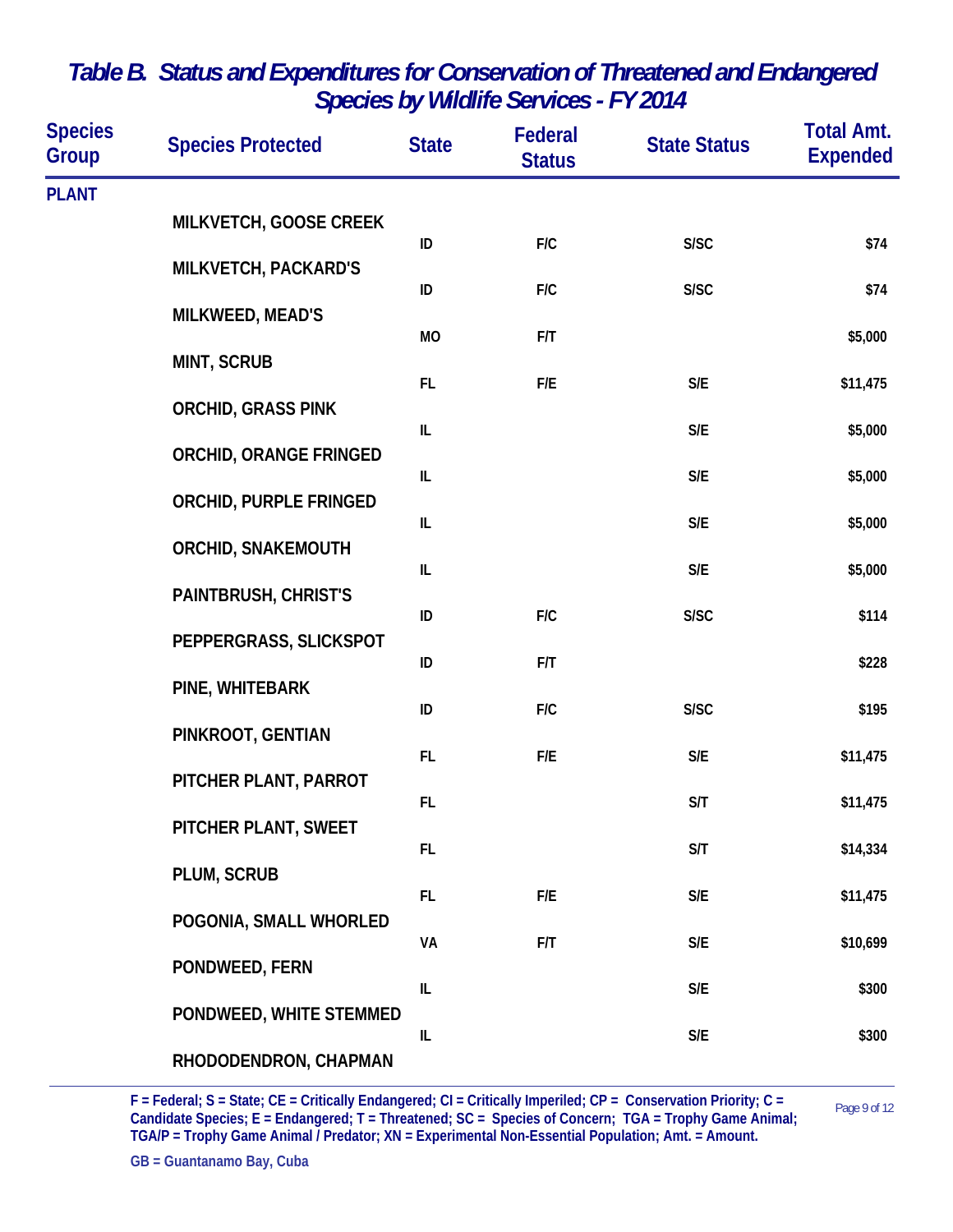## Table B. Status and Expenditures for Conservation of Threatened and Endangered Species by Wildlife Services - FY 2014

| Species Group | Species Protected | State | Federal Status | State Status | Total Amt. Expended |
|---|---|---|---|---|---|
| PLANT | | | | | |
| | MILKVETCH, GOOSE CREEK | ID | F/C | S/SC | $74 |
| | MILKVETCH, PACKARD'S | ID | F/C | S/SC | $74 |
| | MILKWEED, MEAD'S | MO | F/T | | $5,000 |
| | MINT, SCRUB | FL | F/E | S/E | $11,475 |
| | ORCHID, GRASS PINK | IL | | S/E | $5,000 |
| | ORCHID, ORANGE FRINGED | IL | | S/E | $5,000 |
| | ORCHID, PURPLE FRINGED | IL | | S/E | $5,000 |
| | ORCHID, SNAKEMOUTH | IL | | S/E | $5,000 |
| | PAINTBRUSH, CHRIST'S | ID | F/C | S/SC | $114 |
| | PEPPERGRASS, SLICKSPOT | ID | F/T | | $228 |
| | PINE, WHITEBARK | ID | F/C | S/SC | $195 |
| | PINKROOT, GENTIAN | FL | F/E | S/E | $11,475 |
| | PITCHER PLANT, PARROT | FL | | S/T | $11,475 |
| | PITCHER PLANT, SWEET | FL | | S/T | $14,334 |
| | PLUM, SCRUB | FL | F/E | S/E | $11,475 |
| | POGONIA, SMALL WHORLED | VA | F/T | S/E | $10,699 |
| | PONDWEED, FERN | IL | | S/E | $300 |
| | PONDWEED, WHITE STEMMED | IL | | S/E | $300 |
| | RHODODENDRON, CHAPMAN | | | | |

F = Federal; S = State; CE = Critically Endangered; CI = Critically Imperiled; CP = Conservation Priority; C = Candidate Species; E = Endangered; T = Threatened; SC = Species of Concern; TGA = Trophy Game Animal; TGA/P = Trophy Game Animal / Predator; XN = Experimental Non-Essential Population; Amt. = Amount.

GB = Guantanamo Bay, Cuba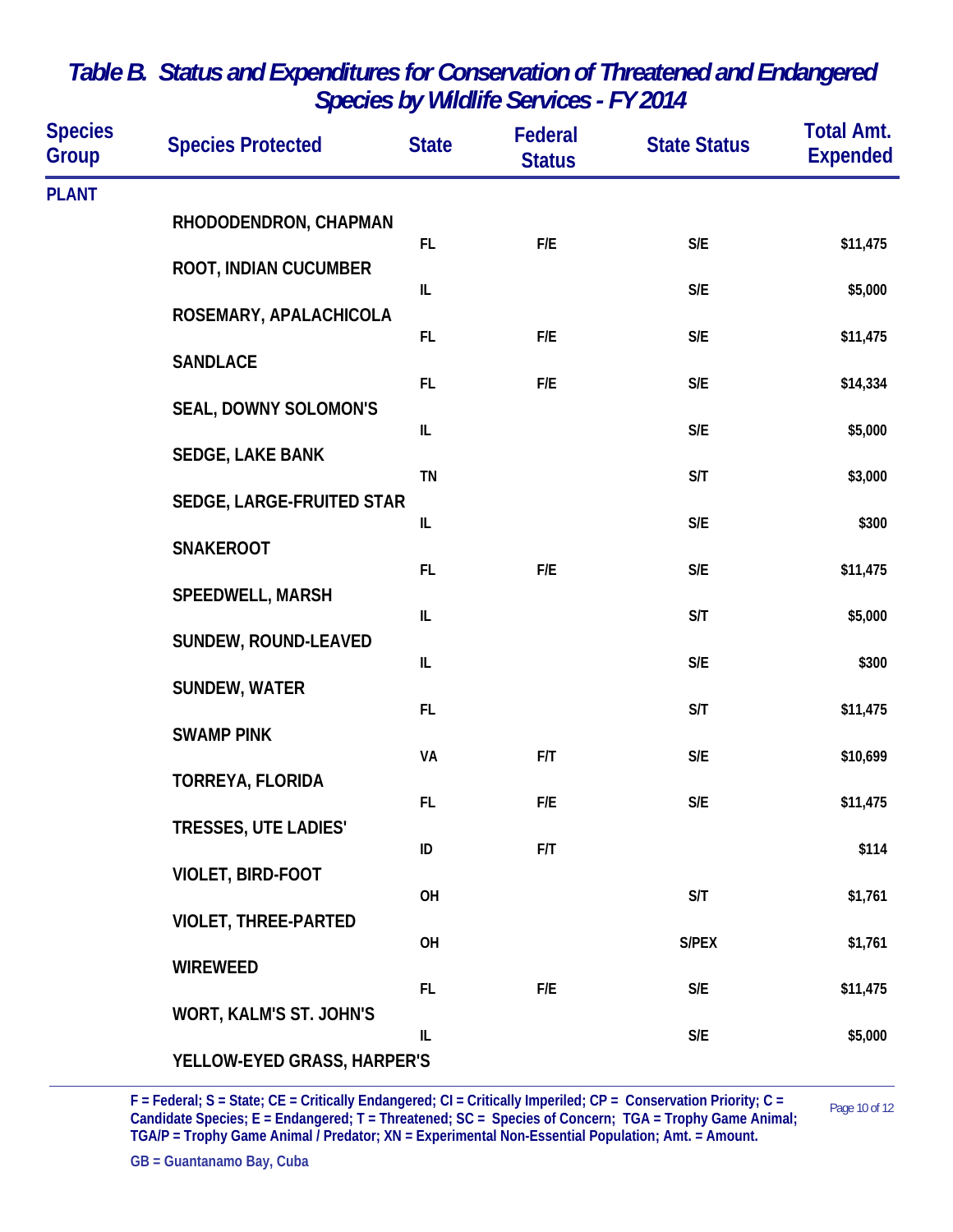# Table B. Status and Expenditures for Conservation of Threatened and Endangered Species by Wildlife Services - FY 2014

| Species Group | Species Protected | State | Federal Status | State Status | Total Amt. Expended |
|---|---|---|---|---|---|
| PLANT | | | | | |
| | RHODODENDRON, CHAPMAN | FL | F/E | S/E | $11,475 |
| | ROOT, INDIAN CUCUMBER | IL | | S/E | $5,000 |
| | ROSEMARY, APALACHICOLA | FL | F/E | S/E | $11,475 |
| | SANDLACE | FL | F/E | S/E | $14,334 |
| | SEAL, DOWNY SOLOMON'S | IL | | S/E | $5,000 |
| | SEDGE, LAKE BANK | TN | | S/T | $3,000 |
| | SEDGE, LARGE-FRUITED STAR | IL | | S/E | $300 |
| | SNAKEROOT | FL | F/E | S/E | $11,475 |
| | SPEEDWELL, MARSH | IL | | S/T | $5,000 |
| | SUNDEW, ROUND-LEAVED | IL | | S/E | $300 |
| | SUNDEW, WATER | FL | | S/T | $11,475 |
| | SWAMP PINK | VA | F/T | S/E | $10,699 |
| | TORREYA, FLORIDA | FL | F/E | S/E | $11,475 |
| | TRESSES, UTE LADIES' | ID | F/T | | $114 |
| | VIOLET, BIRD-FOOT | OH | | S/T | $1,761 |
| | VIOLET, THREE-PARTED | OH | | S/PEX | $1,761 |
| | WIREWEED | FL | F/E | S/E | $11,475 |
| | WORT, KALM'S ST. JOHN'S | IL | | S/E | $5,000 |
| | YELLOW-EYED GRASS, HARPER'S | | | | |

F = Federal; S = State; CE = Critically Endangered; CI = Critically Imperiled; CP = Conservation Priority; C = Candidate Species; E = Endangered; T = Threatened; SC = Species of Concern; TGA = Trophy Game Animal; TGA/P = Trophy Game Animal / Predator; XN = Experimental Non-Essential Population; Amt. = Amount.

GB = Guantanamo Bay, Cuba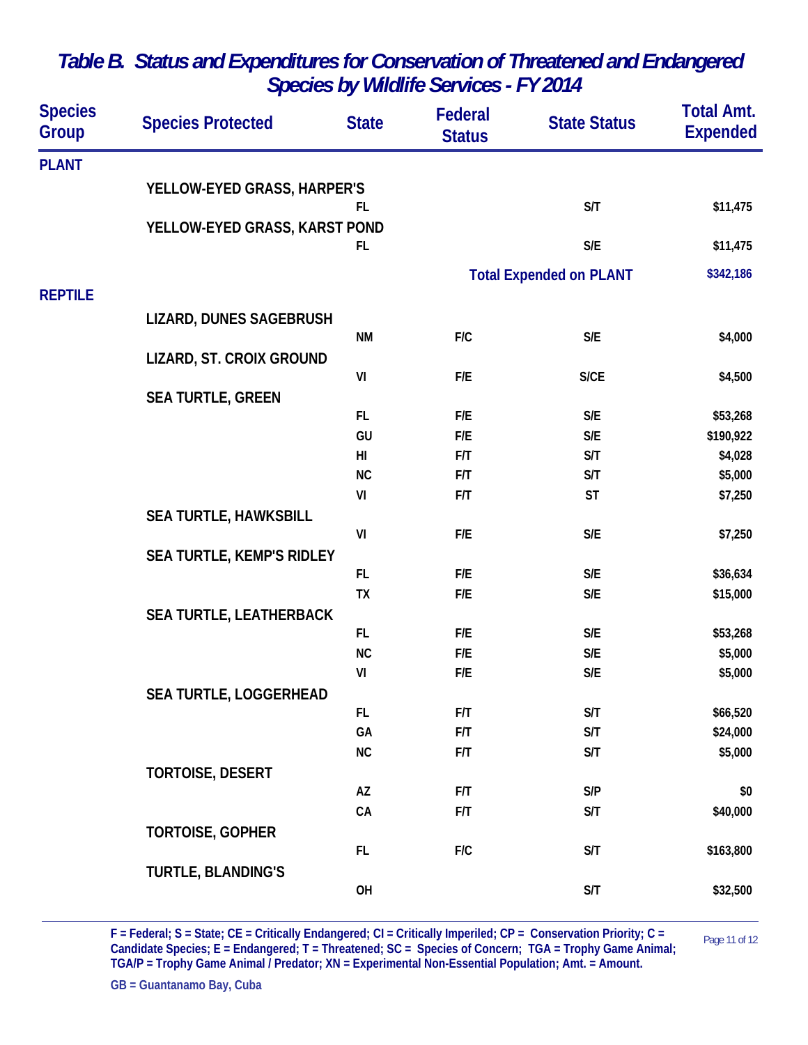## Table B. Status and Expenditures for Conservation of Threatened and Endangered Species by Wildlife Services - FY 2014

| Species Group | Species Protected | State | Federal Status | State Status | Total Amt. Expended |
|---|---|---|---|---|---|
| **PLANT** | | | | | |
| | YELLOW-EYED GRASS, HARPER'S | | | | |
| | | FL | | S/T | $11,475 |
| | YELLOW-EYED GRASS, KARST POND | | | | |
| | | FL | | S/E | $11,475 |
| | | | | **Total Expended on PLANT** | $342,186 |
| **REPTILE** | | | | | |
| | LIZARD, DUNES SAGEBRUSH | | | | |
| | | NM | F/C | S/E | $4,000 |
| | LIZARD, ST. CROIX GROUND | | | | |
| | | VI | F/E | S/CE | $4,500 |
| | SEA TURTLE, GREEN | | | | |
| | | FL | F/E | S/E | $53,268 |
| | | GU | F/E | S/E | $190,922 |
| | | HI | F/T | S/T | $4,028 |
| | | NC | F/T | S/T | $5,000 |
| | | VI | F/T | ST | $7,250 |
| | SEA TURTLE, HAWKSBILL | | | | |
| | | VI | F/E | S/E | $7,250 |
| | SEA TURTLE, KEMP'S RIDLEY | | | | |
| | | FL | F/E | S/E | $36,634 |
| | | TX | F/E | S/E | $15,000 |
| | SEA TURTLE, LEATHERBACK | | | | |
| | | FL | F/E | S/E | $53,268 |
| | | NC | F/E | S/E | $5,000 |
| | | VI | F/E | S/E | $5,000 |
| | SEA TURTLE, LOGGERHEAD | | | | |
| | | FL | F/T | S/T | $66,520 |
| | | GA | F/T | S/T | $24,000 |
| | | NC | F/T | S/T | $5,000 |
| | TORTOISE, DESERT | | | | |
| | | AZ | F/T | S/P | $0 |
| | | CA | F/T | S/T | $40,000 |
| | TORTOISE, GOPHER | | | | |
| | | FL | F/C | S/T | $163,800 |
| | TURTLE, BLANDING'S | | | | |
| | | OH | | S/T | $32,500 |

F = Federal; S = State; CE = Critically Endangered; CI = Critically Imperiled; CP = Conservation Priority; C = Candidate Species; E = Endangered; T = Threatened; SC = Species of Concern; TGA = Trophy Game Animal; TGA/P = Trophy Game Animal / Predator; XN = Experimental Non-Essential Population; Amt. = Amount.

GB = Guantanamo Bay, Cuba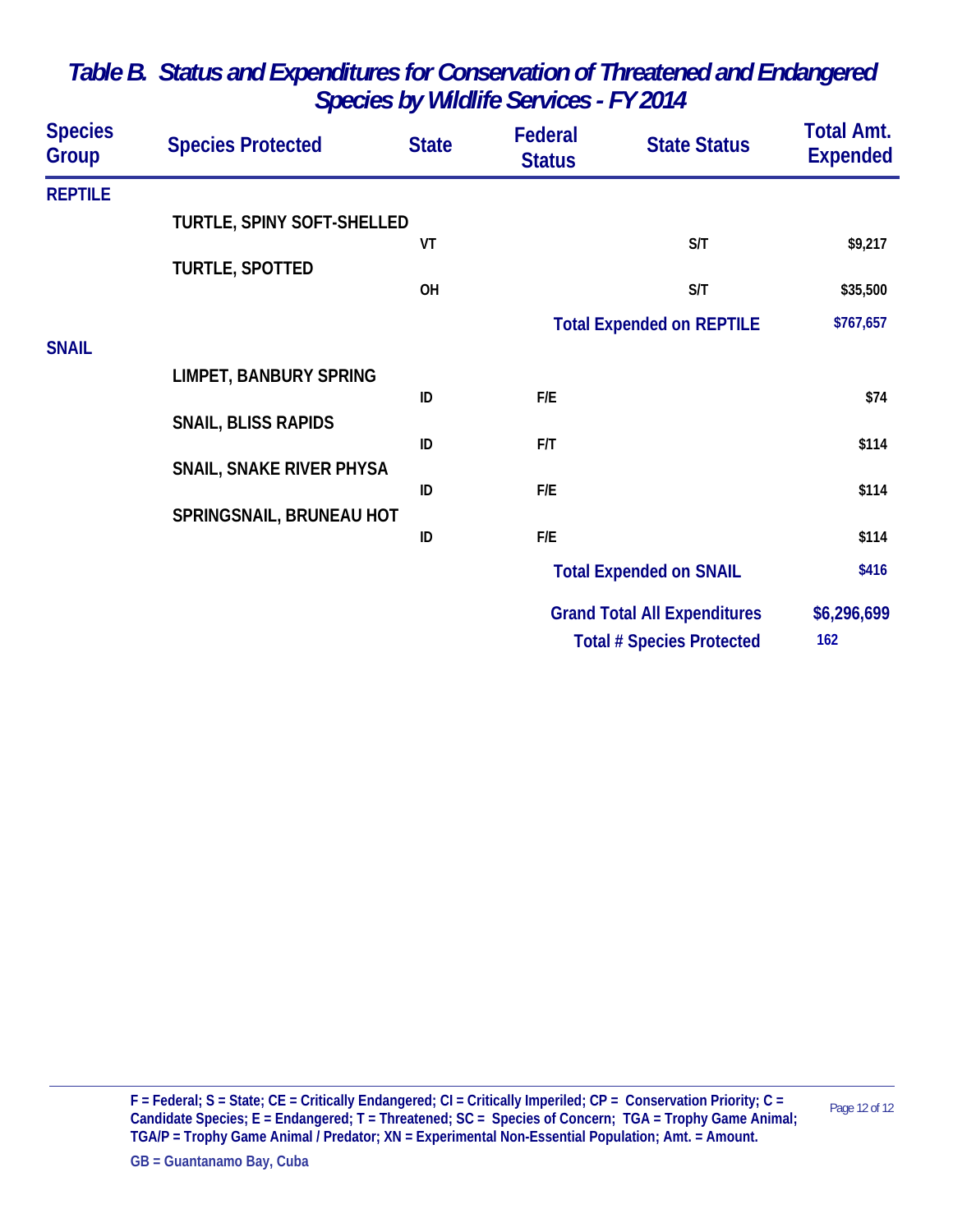## *Table B. Status and Expenditures for Conservation of Threatened and Endangered Species by Wildlife Services - FY 2014*

| Species Group | Species Protected | State | Federal Status | State Status | Total Amt. Expended |
|---|---|---|---|---|---|
| REPTILE | | | | | |
| | TURTLE, SPINY SOFT-SHELLED | VT | | S/T | $9,217 |
| | TURTLE, SPOTTED | OH | | S/T | $35,500 |
| | | | | Total Expended on REPTILE | $767,657 |
| SNAIL | | | | | |
| | LIMPET, BANBURY SPRING | ID | F/E | | $74 |
| | SNAIL, BLISS RAPIDS | ID | F/T | | $114 |
| | SNAIL, SNAKE RIVER PHYSA | ID | F/E | | $114 |
| | SPRINGSNAIL, BRUNEAU HOT | ID | F/E | | $114 |
| | | | | Total Expended on SNAIL | $416 |
| | | | | Grand Total All Expenditures | $6,296,699 |
| | | | | Total # Species Protected | 162 |

F = Federal; S = State; CE = Critically Endangered; CI = Critically Imperiled; CP = Conservation Priority; C = Candidate Species; E = Endangered; T = Threatened; SC = Species of Concern; TGA = Trophy Game Animal; TGA/P = Trophy Game Animal / Predator; XN = Experimental Non-Essential Population; Amt. = Amount.

GB = Guantanamo Bay, Cuba